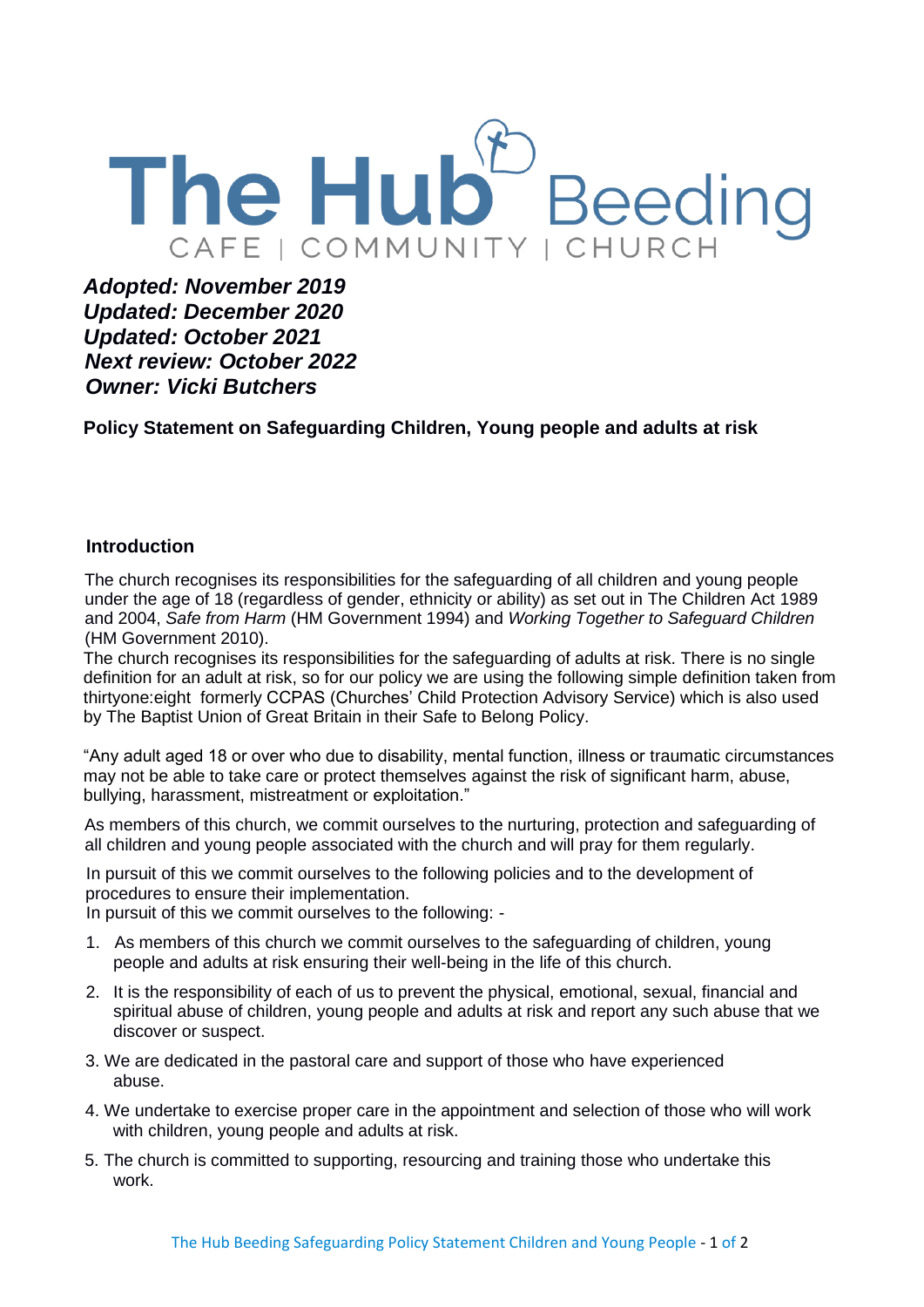# The Hub Beeding

CAFE | COMMUNITY | CHURCH

***Adopted: November 2019***
***Updated: December 2020***
***Updated: October 2021***
***Next review: October 2022***
***Owner: Vicki Butchers***

**Policy Statement on Safeguarding Children, Young people and adults at risk**

## Introduction

The church recognises its responsibilities for the safeguarding of all children and young people under the age of 18 (regardless of gender, ethnicity or ability) as set out in The Children Act 1989 and 2004, *Safe from Harm* (HM Government 1994) and *Working Together to Safeguard Children* (HM Government 2010).

The church recognises its responsibilities for the safeguarding of adults at risk. There is no single definition for an adult at risk, so for our policy we are using the following simple definition taken from thirtyone:eight formerly CCPAS (Churches' Child Protection Advisory Service) which is also used by The Baptist Union of Great Britain in their Safe to Belong Policy.

"Any adult aged 18 or over who due to disability, mental function, illness or traumatic circumstances may not be able to take care or protect themselves against the risk of significant harm, abuse, bullying, harassment, mistreatment or exploitation."

As members of this church, we commit ourselves to the nurturing, protection and safeguarding of all children and young people associated with the church and will pray for them regularly.

In pursuit of this we commit ourselves to the following policies and to the development of procedures to ensure their implementation.

In pursuit of this we commit ourselves to the following: -

1. As members of this church we commit ourselves to the safeguarding of children, young people and adults at risk ensuring their well-being in the life of this church.
2. It is the responsibility of each of us to prevent the physical, emotional, sexual, financial and spiritual abuse of children, young people and adults at risk and report any such abuse that we discover or suspect.
3. We are dedicated in the pastoral care and support of those who have experienced abuse.
4. We undertake to exercise proper care in the appointment and selection of those who will work with children, young people and adults at risk.
5. The church is committed to supporting, resourcing and training those who undertake this work.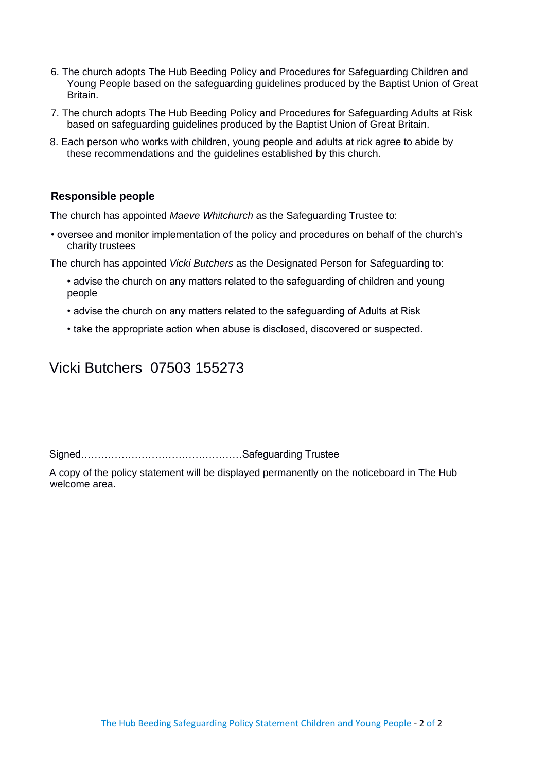6. The church adopts The Hub Beeding Policy and Procedures for Safeguarding Children and Young People based on the safeguarding guidelines produced by the Baptist Union of Great Britain.
7. The church adopts The Hub Beeding Policy and Procedures for Safeguarding Adults at Risk based on safeguarding guidelines produced by the Baptist Union of Great Britain.
8. Each person who works with children, young people and adults at rick agree to abide by these recommendations and the guidelines established by this church.

### Responsible people

The church has appointed *Maeve Whitchurch* as the Safeguarding Trustee to:

- oversee and monitor implementation of the policy and procedures on behalf of the church's charity trustees

The church has appointed *Vicki Butchers* as the Designated Person for Safeguarding to:

- advise the church on any matters related to the safeguarding of children and young people
- advise the church on any matters related to the safeguarding of Adults at Risk
- take the appropriate action when abuse is disclosed, discovered or suspected.

## Vicki Butchers 07503 155273

Signed…………………………………………Safeguarding Trustee

A copy of the policy statement will be displayed permanently on the noticeboard in The Hub welcome area.